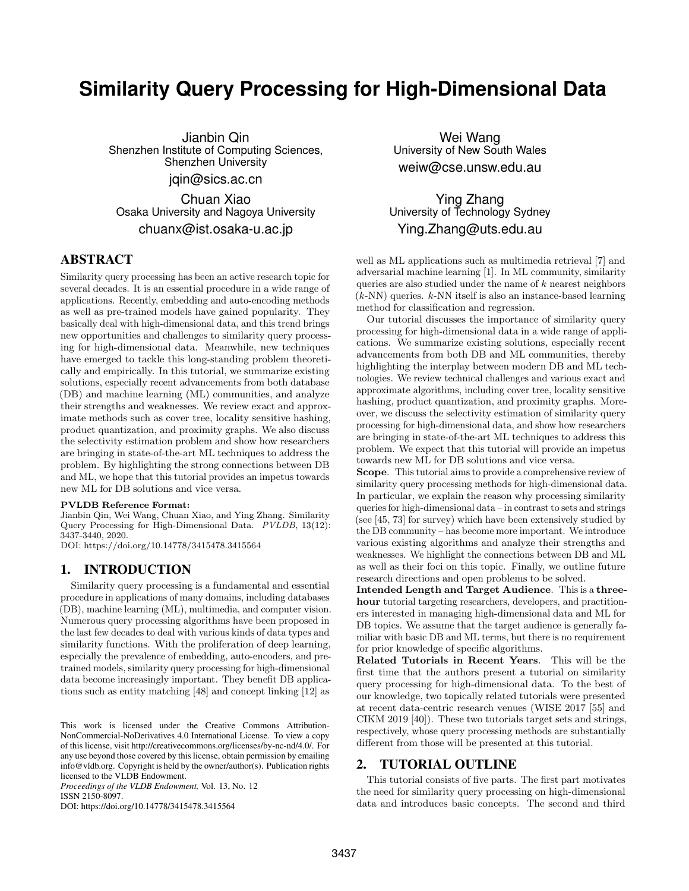# Similarity Query Processing for High-Dimensional Data

Jianbin Qin
Shenzhen Institute of Computing Sciences, Shenzhen University
jqin@sics.ac.cn

Wei Wang
University of New South Wales
weiw@cse.unsw.edu.au

Chuan Xiao
Osaka University and Nagoya University
chuanx@ist.osaka-u.ac.jp

Ying Zhang
University of Technology Sydney
Ying.Zhang@uts.edu.au

## ABSTRACT

Similarity query processing has been an active research topic for several decades. It is an essential procedure in a wide range of applications. Recently, embedding and auto-encoding methods as well as pre-trained models have gained popularity. They basically deal with high-dimensional data, and this trend brings new opportunities and challenges to similarity query processing for high-dimensional data. Meanwhile, new techniques have emerged to tackle this long-standing problem theoretically and empirically. In this tutorial, we summarize existing solutions, especially recent advancements from both database (DB) and machine learning (ML) communities, and analyze their strengths and weaknesses. We review exact and approximate methods such as cover tree, locality sensitive hashing, product quantization, and proximity graphs. We also discuss the selectivity estimation problem and show how researchers are bringing in state-of-the-art ML techniques to address the problem. By highlighting the strong connections between DB and ML, we hope that this tutorial provides an impetus towards new ML for DB solutions and vice versa.

**PVLDB Reference Format:**
Jianbin Qin, Wei Wang, Chuan Xiao, and Ying Zhang. Similarity Query Processing for High-Dimensional Data. *PVLDB*, 13(12): 3437-3440, 2020.
DOI: https://doi.org/10.14778/3415478.3415564

## 1. INTRODUCTION

Similarity query processing is a fundamental and essential procedure in applications of many domains, including databases (DB), machine learning (ML), multimedia, and computer vision. Numerous query processing algorithms have been proposed in the last few decades to deal with various kinds of data types and similarity functions. With the proliferation of deep learning, especially the prevalence of embedding, auto-encoders, and pre-trained models, similarity query processing for high-dimensional data become increasingly important. They benefit DB applications such as entity matching [48] and concept linking [12] as well as ML applications such as multimedia retrieval [7] and adversarial machine learning [1]. In ML community, similarity queries are also studied under the name of $k$ nearest neighbors ($k$-NN) queries. $k$-NN itself is also an instance-based learning method for classification and regression.

Our tutorial discusses the importance of similarity query processing for high-dimensional data in a wide range of applications. We summarize existing solutions, especially recent advancements from both DB and ML communities, thereby highlighting the interplay between modern DB and ML technologies. We review technical challenges and various exact and approximate algorithms, including cover tree, locality sensitive hashing, product quantization, and proximity graphs. Moreover, we discuss the selectivity estimation of similarity query processing for high-dimensional data, and show how researchers are bringing in state-of-the-art ML techniques to address this problem. We expect that this tutorial will provide an impetus towards new ML for DB solutions and vice versa.

**Scope**. This tutorial aims to provide a comprehensive review of similarity query processing methods for high-dimensional data. In particular, we explain the reason why processing similarity queries for high-dimensional data – in contrast to sets and strings (see [45, 73] for survey) which have been extensively studied by the DB community – has become more important. We introduce various existing algorithms and analyze their strengths and weaknesses. We highlight the connections between DB and ML as well as their foci on this topic. Finally, we outline future research directions and open problems to be solved.

**Intended Length and Target Audience**. This is a **three-hour** tutorial targeting researchers, developers, and practitioners interested in managing high-dimensional data and ML for DB topics. We assume that the target audience is generally familiar with basic DB and ML terms, but there is no requirement for prior knowledge of specific algorithms.

**Related Tutorials in Recent Years**. This will be the first time that the authors present a tutorial on similarity query processing for high-dimensional data. To the best of our knowledge, two topically related tutorials were presented at recent data-centric research venues (WISE 2017 [55] and CIKM 2019 [40]). These two tutorials target sets and strings, respectively, whose query processing methods are substantially different from those will be presented at this tutorial.

## 2. TUTORIAL OUTLINE

This tutorial consists of five parts. The first part motivates the need for similarity query processing on high-dimensional data and introduces basic concepts. The second and third

This work is licensed under the Creative Commons Attribution-NonCommercial-NoDerivatives 4.0 International License. To view a copy of this license, visit http://creativecommons.org/licenses/by-nc-nd/4.0/. For any use beyond those covered by this license, obtain permission by emailing info@vldb.org. Copyright is held by the owner/author(s). Publication rights licensed to the VLDB Endowment.
*Proceedings of the VLDB Endowment,* Vol. 13, No. 12
ISSN 2150-8097.
DOI: https://doi.org/10.14778/3415478.3415564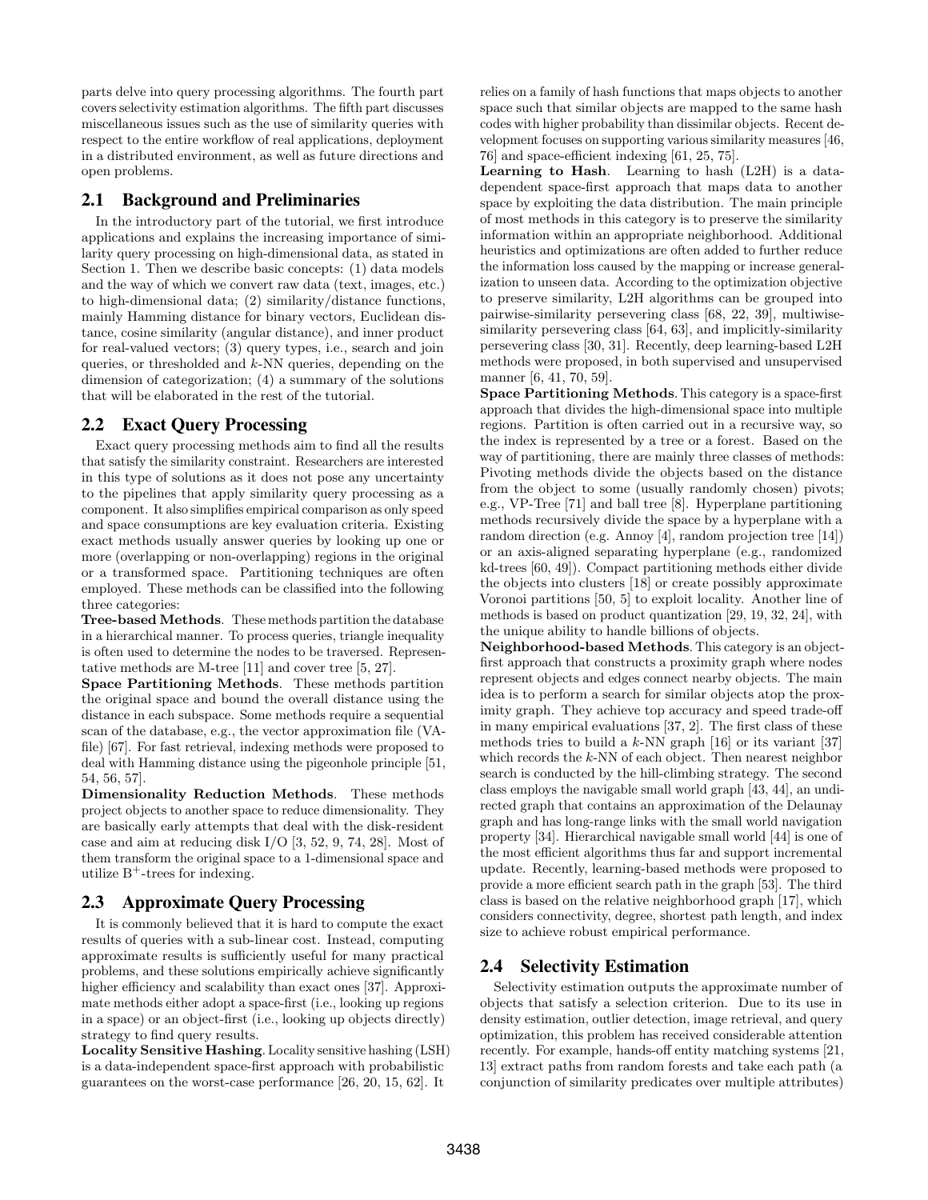parts delve into query processing algorithms. The fourth part covers selectivity estimation algorithms. The fifth part discusses miscellaneous issues such as the use of similarity queries with respect to the entire workflow of real applications, deployment in a distributed environment, as well as future directions and open problems.

## 2.1 Background and Preliminaries

In the introductory part of the tutorial, we first introduce applications and explains the increasing importance of similarity query processing on high-dimensional data, as stated in Section 1. Then we describe basic concepts: (1) data models and the way of which we convert raw data (text, images, etc.) to high-dimensional data; (2) similarity/distance functions, mainly Hamming distance for binary vectors, Euclidean distance, cosine similarity (angular distance), and inner product for real-valued vectors; (3) query types, i.e., search and join queries, or thresholded and $k$-NN queries, depending on the dimension of categorization; (4) a summary of the solutions that will be elaborated in the rest of the tutorial.

## 2.2 Exact Query Processing

Exact query processing methods aim to find all the results that satisfy the similarity constraint. Researchers are interested in this type of solutions as it does not pose any uncertainty to the pipelines that apply similarity query processing as a component. It also simplifies empirical comparison as only speed and space consumptions are key evaluation criteria. Existing exact methods usually answer queries by looking up one or more (overlapping or non-overlapping) regions in the original or a transformed space. Partitioning techniques are often employed. These methods can be classified into the following three categories:

**Tree-based Methods**. These methods partition the database in a hierarchical manner. To process queries, triangle inequality is often used to determine the nodes to be traversed. Representative methods are M-tree [11] and cover tree [5, 27].

**Space Partitioning Methods**. These methods partition the original space and bound the overall distance using the distance in each subspace. Some methods require a sequential scan of the database, e.g., the vector approximation file (VA-file) [67]. For fast retrieval, indexing methods were proposed to deal with Hamming distance using the pigeonhole principle [51, 54, 56, 57].

**Dimensionality Reduction Methods**. These methods project objects to another space to reduce dimensionality. They are basically early attempts that deal with the disk-resident case and aim at reducing disk I/O [3, 52, 9, 74, 28]. Most of them transform the original space to a 1-dimensional space and utilize $B^+$-trees for indexing.

## 2.3 Approximate Query Processing

It is commonly believed that it is hard to compute the exact results of queries with a sub-linear cost. Instead, computing approximate results is sufficiently useful for many practical problems, and these solutions empirically achieve significantly higher efficiency and scalability than exact ones [37]. Approximate methods either adopt a space-first (i.e., looking up regions in a space) or an object-first (i.e., looking up objects directly) strategy to find query results.

**Locality Sensitive Hashing**. Locality sensitive hashing (LSH) is a data-independent space-first approach with probabilistic guarantees on the worst-case performance [26, 20, 15, 62]. It relies on a family of hash functions that maps objects to another space such that similar objects are mapped to the same hash codes with higher probability than dissimilar objects. Recent development focuses on supporting various similarity measures [46, 76] and space-efficient indexing [61, 25, 75].

**Learning to Hash**. Learning to hash (L2H) is a data-dependent space-first approach that maps data to another space by exploiting the data distribution. The main principle of most methods in this category is to preserve the similarity information within an appropriate neighborhood. Additional heuristics and optimizations are often added to further reduce the information loss caused by the mapping or increase generalization to unseen data. According to the optimization objective to preserve similarity, L2H algorithms can be grouped into pairwise-similarity persevering class [68, 22, 39], multiwise-similarity persevering class [64, 63], and implicitly-similarity persevering class [30, 31]. Recently, deep learning-based L2H methods were proposed, in both supervised and unsupervised manner [6, 41, 70, 59].

**Space Partitioning Methods**. This category is a space-first approach that divides the high-dimensional space into multiple regions. Partition is often carried out in a recursive way, so the index is represented by a tree or a forest. Based on the way of partitioning, there are mainly three classes of methods: Pivoting methods divide the objects based on the distance from the object to some (usually randomly chosen) pivots; e.g., VP-Tree [71] and ball tree [8]. Hyperplane partitioning methods recursively divide the space by a hyperplane with a random direction (e.g. Annoy [4], random projection tree [14]) or an axis-aligned separating hyperplane (e.g., randomized kd-trees [60, 49]). Compact partitioning methods either divide the objects into clusters [18] or create possibly approximate Voronoi partitions [50, 5] to exploit locality. Another line of methods is based on product quantization [29, 19, 32, 24], with the unique ability to handle billions of objects.

**Neighborhood-based Methods**. This category is an object-first approach that constructs a proximity graph where nodes represent objects and edges connect nearby objects. The main idea is to perform a search for similar objects atop the proximity graph. They achieve top accuracy and speed trade-off in many empirical evaluations [37, 2]. The first class of these methods tries to build a $k$-NN graph [16] or its variant [37] which records the $k$-NN of each object. Then nearest neighbor search is conducted by the hill-climbing strategy. The second class employs the navigable small world graph [43, 44], an undirected graph that contains an approximation of the Delaunay graph and has long-range links with the small world navigation property [34]. Hierarchical navigable small world [44] is one of the most efficient algorithms thus far and support incremental update. Recently, learning-based methods were proposed to provide a more efficient search path in the graph [53]. The third class is based on the relative neighborhood graph [17], which considers connectivity, degree, shortest path length, and index size to achieve robust empirical performance.

## 2.4 Selectivity Estimation

Selectivity estimation outputs the approximate number of objects that satisfy a selection criterion. Due to its use in density estimation, outlier detection, image retrieval, and query optimization, this problem has received considerable attention recently. For example, hands-off entity matching systems [21, 13] extract paths from random forests and take each path (a conjunction of similarity predicates over multiple attributes)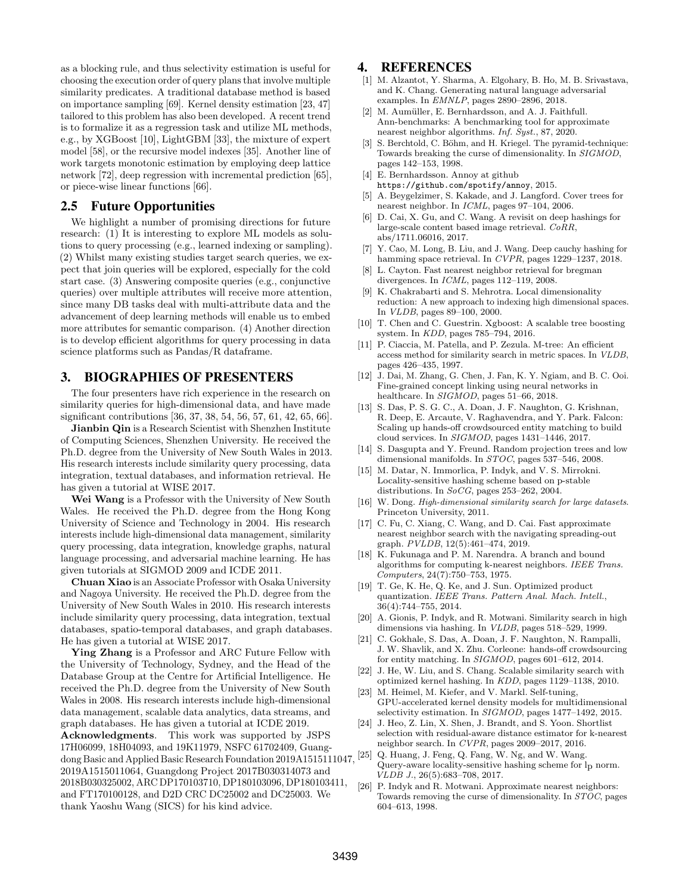as a blocking rule, and thus selectivity estimation is useful for choosing the execution order of query plans that involve multiple similarity predicates. A traditional database method is based on importance sampling [69]. Kernel density estimation [23, 47] tailored to this problem has also been developed. A recent trend is to formalize it as a regression task and utilize ML methods, e.g., by XGBoost [10], LightGBM [33], the mixture of expert model [58], or the recursive model indexes [35]. Another line of work targets monotonic estimation by employing deep lattice network [72], deep regression with incremental prediction [65], or piece-wise linear functions [66].

## 2.5 Future Opportunities

We highlight a number of promising directions for future research: (1) It is interesting to explore ML models as solutions to query processing (e.g., learned indexing or sampling). (2) Whilst many existing studies target search queries, we expect that join queries will be explored, especially for the cold start case. (3) Answering composite queries (e.g., conjunctive queries) over multiple attributes will receive more attention, since many DB tasks deal with multi-attribute data and the advancement of deep learning methods will enable us to embed more attributes for semantic comparison. (4) Another direction is to develop efficient algorithms for query processing in data science platforms such as Pandas/R dataframe.

# 3. BIOGRAPHIES OF PRESENTERS

The four presenters have rich experience in the research on similarity queries for high-dimensional data, and have made significant contributions [36, 37, 38, 54, 56, 57, 61, 42, 65, 66].

**Jianbin Qin** is a Research Scientist with Shenzhen Institute of Computing Sciences, Shenzhen University. He received the Ph.D. degree from the University of New South Wales in 2013. His research interests include similarity query processing, data integration, textual databases, and information retrieval. He has given a tutorial at WISE 2017.

**Wei Wang** is a Professor with the University of New South Wales. He received the Ph.D. degree from the Hong Kong University of Science and Technology in 2004. His research interests include high-dimensional data management, similarity query processing, data integration, knowledge graphs, natural language processing, and adversarial machine learning. He has given tutorials at SIGMOD 2009 and ICDE 2011.

**Chuan Xiao** is an Associate Professor with Osaka University and Nagoya University. He received the Ph.D. degree from the University of New South Wales in 2010. His research interests include similarity query processing, data integration, textual databases, spatio-temporal databases, and graph databases. He has given a tutorial at WISE 2017.

**Ying Zhang** is a Professor and ARC Future Fellow with the University of Technology, Sydney, and the Head of the Database Group at the Centre for Artificial Intelligence. He received the Ph.D. degree from the University of New South Wales in 2008. His research interests include high-dimensional data management, scalable data analytics, data streams, and graph databases. He has given a tutorial at ICDE 2019.

**Acknowledgments**. This work was supported by JSPS 17H06099, 18H04093, and 19K11979, NSFC 61702409, Guangdong Basic and Applied Basic Research Foundation 2019A1515111047, 2019A1515011064, Guangdong Project 2017B030314073 and 2018B030325002, ARC DP170103710, DP180103096, DP180103411, and FT170100128, and D2D CRC DC25002 and DC25003. We thank Yaoshu Wang (SICS) for his kind advice.

# 4. REFERENCES

[1] M. Alzantot, Y. Sharma, A. Elgohary, B. Ho, M. B. Srivastava, and K. Chang. Generating natural language adversarial examples. In *EMNLP*, pages 2890–2896, 2018.

[2] M. Aumüller, E. Bernhardsson, and A. J. Faithfull. Ann-benchmarks: A benchmarking tool for approximate nearest neighbor algorithms. *Inf. Syst.*, 87, 2020.

[3] S. Berchtold, C. Böhm, and H. Kriegel. The pyramid-technique: Towards breaking the curse of dimensionality. In *SIGMOD*, pages 142–153, 1998.

[4] E. Bernhardsson. Annoy at github `https://github.com/spotify/annoy`, 2015.

[5] A. Beygelzimer, S. Kakade, and J. Langford. Cover trees for nearest neighbor. In *ICML*, pages 97–104, 2006.

[6] D. Cai, X. Gu, and C. Wang. A revisit on deep hashings for large-scale content based image retrieval. *CoRR*, abs/1711.06016, 2017.

[7] Y. Cao, M. Long, B. Liu, and J. Wang. Deep cauchy hashing for hamming space retrieval. In *CVPR*, pages 1229–1237, 2018.

[8] L. Cayton. Fast nearest neighbor retrieval for bregman divergences. In *ICML*, pages 112–119, 2008.

[9] K. Chakrabarti and S. Mehrotra. Local dimensionality reduction: A new approach to indexing high dimensional spaces. In *VLDB*, pages 89–100, 2000.

[10] T. Chen and C. Guestrin. Xgboost: A scalable tree boosting system. In *KDD*, pages 785–794, 2016.

[11] P. Ciaccia, M. Patella, and P. Zezula. M-tree: An efficient access method for similarity search in metric spaces. In *VLDB*, pages 426–435, 1997.

[12] J. Dai, M. Zhang, G. Chen, J. Fan, K. Y. Ngiam, and B. C. Ooi. Fine-grained concept linking using neural networks in healthcare. In *SIGMOD*, pages 51–66, 2018.

[13] S. Das, P. S. G. C., A. Doan, J. F. Naughton, G. Krishnan, R. Deep, E. Arcaute, V. Raghavendra, and Y. Park. Falcon: Scaling up hands-off crowdsourced entity matching to build cloud services. In *SIGMOD*, pages 1431–1446, 2017.

[14] S. Dasgupta and Y. Freund. Random projection trees and low dimensional manifolds. In *STOC*, pages 537–546, 2008.

[15] M. Datar, N. Immorlica, P. Indyk, and V. S. Mirrokni. Locality-sensitive hashing scheme based on p-stable distributions. In *SoCG*, pages 253–262, 2004.

[16] W. Dong. *High-dimensional similarity search for large datasets*. Princeton University, 2011.

[17] C. Fu, C. Xiang, C. Wang, and D. Cai. Fast approximate nearest neighbor search with the navigating spreading-out graph. *PVLDB*, 12(5):461–474, 2019.

[18] K. Fukunaga and P. M. Narendra. A branch and bound algorithms for computing k-nearest neighbors. *IEEE Trans. Computers*, 24(7):750–753, 1975.

[19] T. Ge, K. He, Q. Ke, and J. Sun. Optimized product quantization. *IEEE Trans. Pattern Anal. Mach. Intell.*, 36(4):744–755, 2014.

[20] A. Gionis, P. Indyk, and R. Motwani. Similarity search in high dimensions via hashing. In *VLDB*, pages 518–529, 1999.

[21] C. Gokhale, S. Das, A. Doan, J. F. Naughton, N. Rampalli, J. W. Shavlik, and X. Zhu. Corleone: hands-off crowdsourcing for entity matching. In *SIGMOD*, pages 601–612, 2014.

[22] J. He, W. Liu, and S. Chang. Scalable similarity search with optimized kernel hashing. In *KDD*, pages 1129–1138, 2010.

[23] M. Heimel, M. Kiefer, and V. Markl. Self-tuning, GPU-accelerated kernel density models for multidimensional selectivity estimation. In *SIGMOD*, pages 1477–1492, 2015.

[24] J. Heo, Z. Lin, X. Shen, J. Brandt, and S. Yoon. Shortlist selection with residual-aware distance estimator for k-nearest neighbor search. In *CVPR*, pages 2009–2017, 2016.

[25] Q. Huang, J. Feng, Q. Fang, W. Ng, and W. Wang. Query-aware locality-sensitive hashing scheme for $l_p$ norm. *VLDB J.*, 26(5):683–708, 2017.

[26] P. Indyk and R. Motwani. Approximate nearest neighbors: Towards removing the curse of dimensionality. In *STOC*, pages 604–613, 1998.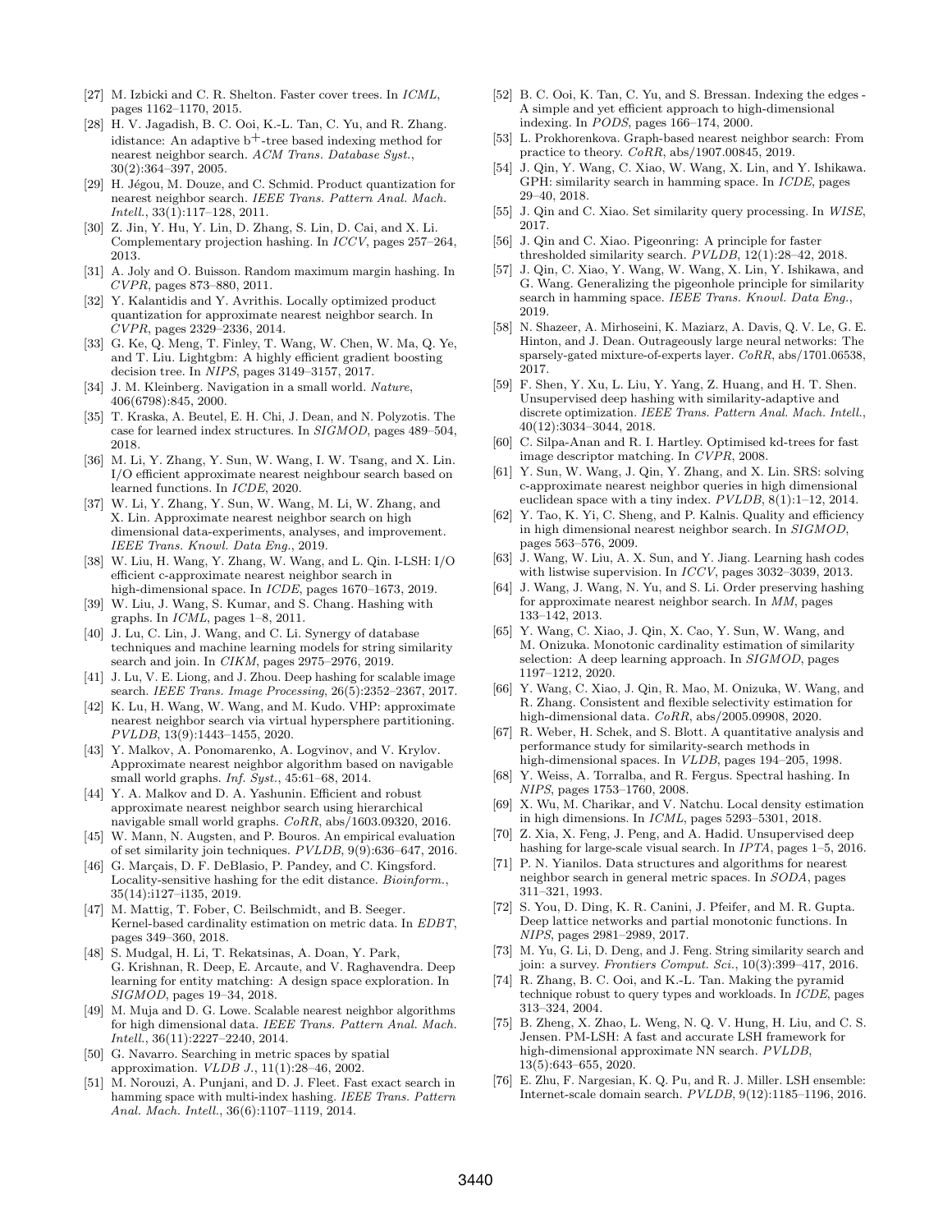[27] M. Izbicki and C. R. Shelton. Faster cover trees. In *ICML*, pages 1162–1170, 2015.

[28] H. V. Jagadish, B. C. Ooi, K.-L. Tan, C. Yu, and R. Zhang. idistance: An adaptive b$^+$-tree based indexing method for nearest neighbor search. *ACM Trans. Database Syst.*, 30(2):364–397, 2005.

[29] H. Jégou, M. Douze, and C. Schmid. Product quantization for nearest neighbor search. *IEEE Trans. Pattern Anal. Mach. Intell.*, 33(1):117–128, 2011.

[30] Z. Jin, Y. Hu, Y. Lin, D. Zhang, S. Lin, D. Cai, and X. Li. Complementary projection hashing. In *ICCV*, pages 257–264, 2013.

[31] A. Joly and O. Buisson. Random maximum margin hashing. In *CVPR*, pages 873–880, 2011.

[32] Y. Kalantidis and Y. Avrithis. Locally optimized product quantization for approximate nearest neighbor search. In *CVPR*, pages 2329–2336, 2014.

[33] G. Ke, Q. Meng, T. Finley, T. Wang, W. Chen, W. Ma, Q. Ye, and T. Liu. Lightgbm: A highly efficient gradient boosting decision tree. In *NIPS*, pages 3149–3157, 2017.

[34] J. M. Kleinberg. Navigation in a small world. *Nature*, 406(6798):845, 2000.

[35] T. Kraska, A. Beutel, E. H. Chi, J. Dean, and N. Polyzotis. The case for learned index structures. In *SIGMOD*, pages 489–504, 2018.

[36] M. Li, Y. Zhang, Y. Sun, W. Wang, I. W. Tsang, and X. Lin. I/O efficient approximate nearest neighbour search based on learned functions. In *ICDE*, 2020.

[37] W. Li, Y. Zhang, Y. Sun, W. Wang, M. Li, W. Zhang, and X. Lin. Approximate nearest neighbor search on high dimensional data-experiments, analyses, and improvement. *IEEE Trans. Knowl. Data Eng.*, 2019.

[38] W. Liu, H. Wang, Y. Zhang, W. Wang, and L. Qin. I-LSH: I/O efficient c-approximate nearest neighbor search in high-dimensional space. In *ICDE*, pages 1670–1673, 2019.

[39] W. Liu, J. Wang, S. Kumar, and S. Chang. Hashing with graphs. In *ICML*, pages 1–8, 2011.

[40] J. Lu, C. Lin, J. Wang, and C. Li. Synergy of database techniques and machine learning models for string similarity search and join. In *CIKM*, pages 2975–2976, 2019.

[41] J. Lu, V. E. Liong, and J. Zhou. Deep hashing for scalable image search. *IEEE Trans. Image Processing*, 26(5):2352–2367, 2017.

[42] K. Lu, H. Wang, W. Wang, and M. Kudo. VHP: approximate nearest neighbor search via virtual hypersphere partitioning. *PVLDB*, 13(9):1443–1455, 2020.

[43] Y. Malkov, A. Ponomarenko, A. Logvinov, and V. Krylov. Approximate nearest neighbor algorithm based on navigable small world graphs. *Inf. Syst.*, 45:61–68, 2014.

[44] Y. A. Malkov and D. A. Yashunin. Efficient and robust approximate nearest neighbor search using hierarchical navigable small world graphs. *CoRR*, abs/1603.09320, 2016.

[45] W. Mann, N. Augsten, and P. Bouros. An empirical evaluation of set similarity join techniques. *PVLDB*, 9(9):636–647, 2016.

[46] G. Marçais, D. F. DeBlasio, P. Pandey, and C. Kingsford. Locality-sensitive hashing for the edit distance. *Bioinform.*, 35(14):i127–i135, 2019.

[47] M. Mattig, T. Fober, C. Beilschmidt, and B. Seeger. Kernel-based cardinality estimation on metric data. In *EDBT*, pages 349–360, 2018.

[48] S. Mudgal, H. Li, T. Rekatsinas, A. Doan, Y. Park, G. Krishnan, R. Deep, E. Arcaute, and V. Raghavendra. Deep learning for entity matching: A design space exploration. In *SIGMOD*, pages 19–34, 2018.

[49] M. Muja and D. G. Lowe. Scalable nearest neighbor algorithms for high dimensional data. *IEEE Trans. Pattern Anal. Mach. Intell.*, 36(11):2227–2240, 2014.

[50] G. Navarro. Searching in metric spaces by spatial approximation. *VLDB J.*, 11(1):28–46, 2002.

[51] M. Norouzi, A. Punjani, and D. J. Fleet. Fast exact search in hamming space with multi-index hashing. *IEEE Trans. Pattern Anal. Mach. Intell.*, 36(6):1107–1119, 2014.

[52] B. C. Ooi, K. Tan, C. Yu, and S. Bressan. Indexing the edges - A simple and yet efficient approach to high-dimensional indexing. In *PODS*, pages 166–174, 2000.

[53] L. Prokhorenkova. Graph-based nearest neighbor search: From practice to theory. *CoRR*, abs/1907.00845, 2019.

[54] J. Qin, Y. Wang, C. Xiao, W. Wang, X. Lin, and Y. Ishikawa. GPH: similarity search in hamming space. In *ICDE*, pages 29–40, 2018.

[55] J. Qin and C. Xiao. Set similarity query processing. In *WISE*, 2017.

[56] J. Qin and C. Xiao. Pigeonring: A principle for faster thresholded similarity search. *PVLDB*, 12(1):28–42, 2018.

[57] J. Qin, C. Xiao, Y. Wang, W. Wang, X. Lin, Y. Ishikawa, and G. Wang. Generalizing the pigeonhole principle for similarity search in hamming space. *IEEE Trans. Knowl. Data Eng.*, 2019.

[58] N. Shazeer, A. Mirhoseini, K. Maziarz, A. Davis, Q. V. Le, G. E. Hinton, and J. Dean. Outrageously large neural networks: The sparsely-gated mixture-of-experts layer. *CoRR*, abs/1701.06538, 2017.

[59] F. Shen, Y. Xu, L. Liu, Y. Yang, Z. Huang, and H. T. Shen. Unsupervised deep hashing with similarity-adaptive and discrete optimization. *IEEE Trans. Pattern Anal. Mach. Intell.*, 40(12):3034–3044, 2018.

[60] C. Silpa-Anan and R. I. Hartley. Optimised kd-trees for fast image descriptor matching. In *CVPR*, 2008.

[61] Y. Sun, W. Wang, J. Qin, Y. Zhang, and X. Lin. SRS: solving c-approximate nearest neighbor queries in high dimensional euclidean space with a tiny index. *PVLDB*, 8(1):1–12, 2014.

[62] Y. Tao, K. Yi, C. Sheng, and P. Kalnis. Quality and efficiency in high dimensional nearest neighbor search. In *SIGMOD*, pages 563–576, 2009.

[63] J. Wang, W. Liu, A. X. Sun, and Y. Jiang. Learning hash codes with listwise supervision. In *ICCV*, pages 3032–3039, 2013.

[64] J. Wang, J. Wang, N. Yu, and S. Li. Order preserving hashing for approximate nearest neighbor search. In *MM*, pages 133–142, 2013.

[65] Y. Wang, C. Xiao, J. Qin, X. Cao, Y. Sun, W. Wang, and M. Onizuka. Monotonic cardinality estimation of similarity selection: A deep learning approach. In *SIGMOD*, pages 1197–1212, 2020.

[66] Y. Wang, C. Xiao, J. Qin, R. Mao, M. Onizuka, W. Wang, and R. Zhang. Consistent and flexible selectivity estimation for high-dimensional data. *CoRR*, abs/2005.09908, 2020.

[67] R. Weber, H. Schek, and S. Blott. A quantitative analysis and performance study for similarity-search methods in high-dimensional spaces. In *VLDB*, pages 194–205, 1998.

[68] Y. Weiss, A. Torralba, and R. Fergus. Spectral hashing. In *NIPS*, pages 1753–1760, 2008.

[69] X. Wu, M. Charikar, and V. Natchu. Local density estimation in high dimensions. In *ICML*, pages 5293–5301, 2018.

[70] Z. Xia, X. Feng, J. Peng, and A. Hadid. Unsupervised deep hashing for large-scale visual search. In *IPTA*, pages 1–5, 2016.

[71] P. N. Yianilos. Data structures and algorithms for nearest neighbor search in general metric spaces. In *SODA*, pages 311–321, 1993.

[72] S. You, D. Ding, K. R. Canini, J. Pfeifer, and M. R. Gupta. Deep lattice networks and partial monotonic functions. In *NIPS*, pages 2981–2989, 2017.

[73] M. Yu, G. Li, D. Deng, and J. Feng. String similarity search and join: a survey. *Frontiers Comput. Sci.*, 10(3):399–417, 2016.

[74] R. Zhang, B. C. Ooi, and K.-L. Tan. Making the pyramid technique robust to query types and workloads. In *ICDE*, pages 313–324, 2004.

[75] B. Zheng, X. Zhao, L. Weng, N. Q. V. Hung, H. Liu, and C. S. Jensen. PM-LSH: A fast and accurate LSH framework for high-dimensional approximate NN search. *PVLDB*, 13(5):643–655, 2020.

[76] E. Zhu, F. Nargesian, K. Q. Pu, and R. J. Miller. LSH ensemble: Internet-scale domain search. *PVLDB*, 9(12):1185–1196, 2016.